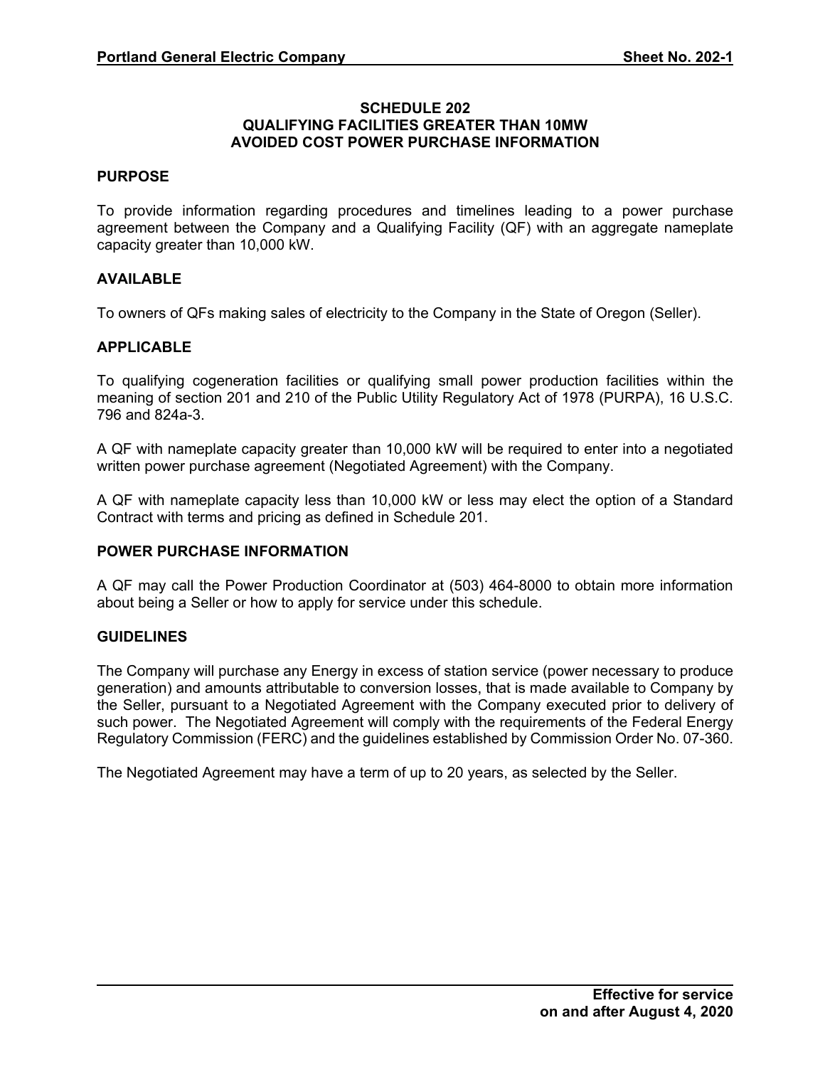# SCHEDULE 202
## QUALIFYING FACILITIES GREATER THAN 10MW
## AVOIDED COST POWER PURCHASE INFORMATION

### PURPOSE

To provide information regarding procedures and timelines leading to a power purchase agreement between the Company and a Qualifying Facility (QF) with an aggregate nameplate capacity greater than 10,000 kW.

### AVAILABLE

To owners of QFs making sales of electricity to the Company in the State of Oregon (Seller).

### APPLICABLE

To qualifying cogeneration facilities or qualifying small power production facilities within the meaning of section 201 and 210 of the Public Utility Regulatory Act of 1978 (PURPA), 16 U.S.C. 796 and 824a-3.

A QF with nameplate capacity greater than 10,000 kW will be required to enter into a negotiated written power purchase agreement (Negotiated Agreement) with the Company.

A QF with nameplate capacity less than 10,000 kW or less may elect the option of a Standard Contract with terms and pricing as defined in Schedule 201.

### POWER PURCHASE INFORMATION

A QF may call the Power Production Coordinator at (503) 464-8000 to obtain more information about being a Seller or how to apply for service under this schedule.

### GUIDELINES

The Company will purchase any Energy in excess of station service (power necessary to produce generation) and amounts attributable to conversion losses, that is made available to Company by the Seller, pursuant to a Negotiated Agreement with the Company executed prior to delivery of such power. The Negotiated Agreement will comply with the requirements of the Federal Energy Regulatory Commission (FERC) and the guidelines established by Commission Order No. 07-360.

The Negotiated Agreement may have a term of up to 20 years, as selected by the Seller.

**Effective for service on and after August 4, 2020**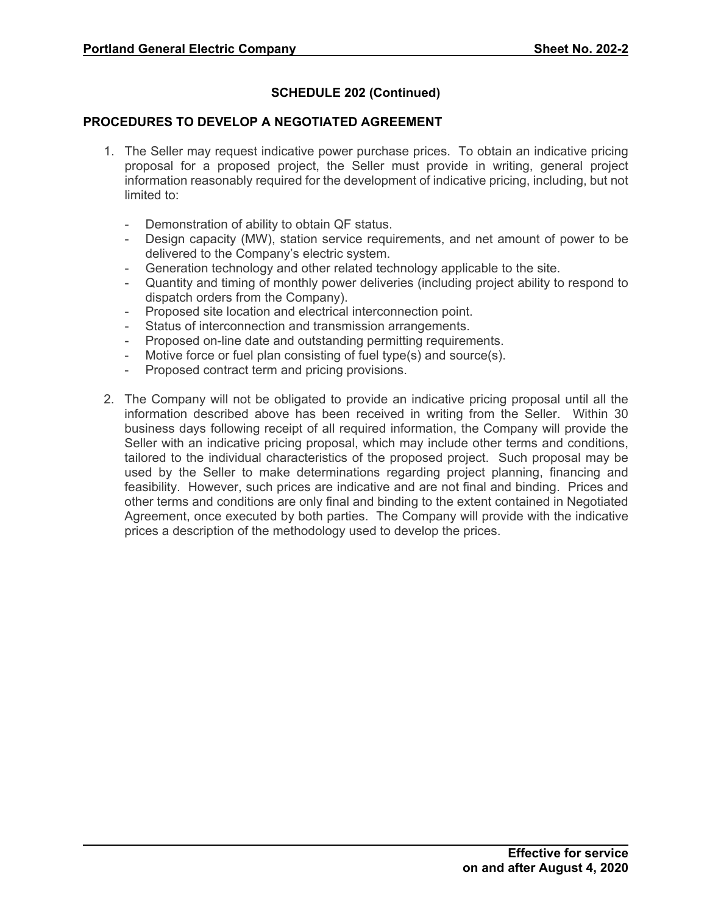## SCHEDULE 202 (Continued)

### PROCEDURES TO DEVELOP A NEGOTIATED AGREEMENT

1. The Seller may request indicative power purchase prices. To obtain an indicative pricing proposal for a proposed project, the Seller must provide in writing, general project information reasonably required for the development of indicative pricing, including, but not limited to:

   - Demonstration of ability to obtain QF status.
   - Design capacity (MW), station service requirements, and net amount of power to be delivered to the Company's electric system.
   - Generation technology and other related technology applicable to the site.
   - Quantity and timing of monthly power deliveries (including project ability to respond to dispatch orders from the Company).
   - Proposed site location and electrical interconnection point.
   - Status of interconnection and transmission arrangements.
   - Proposed on-line date and outstanding permitting requirements.
   - Motive force or fuel plan consisting of fuel type(s) and source(s).
   - Proposed contract term and pricing provisions.

2. The Company will not be obligated to provide an indicative pricing proposal until all the information described above has been received in writing from the Seller. Within 30 business days following receipt of all required information, the Company will provide the Seller with an indicative pricing proposal, which may include other terms and conditions, tailored to the individual characteristics of the proposed project. Such proposal may be used by the Seller to make determinations regarding project planning, financing and feasibility. However, such prices are indicative and are not final and binding. Prices and other terms and conditions are only final and binding to the extent contained in Negotiated Agreement, once executed by both parties. The Company will provide with the indicative prices a description of the methodology used to develop the prices.

**Effective for service on and after August 4, 2020**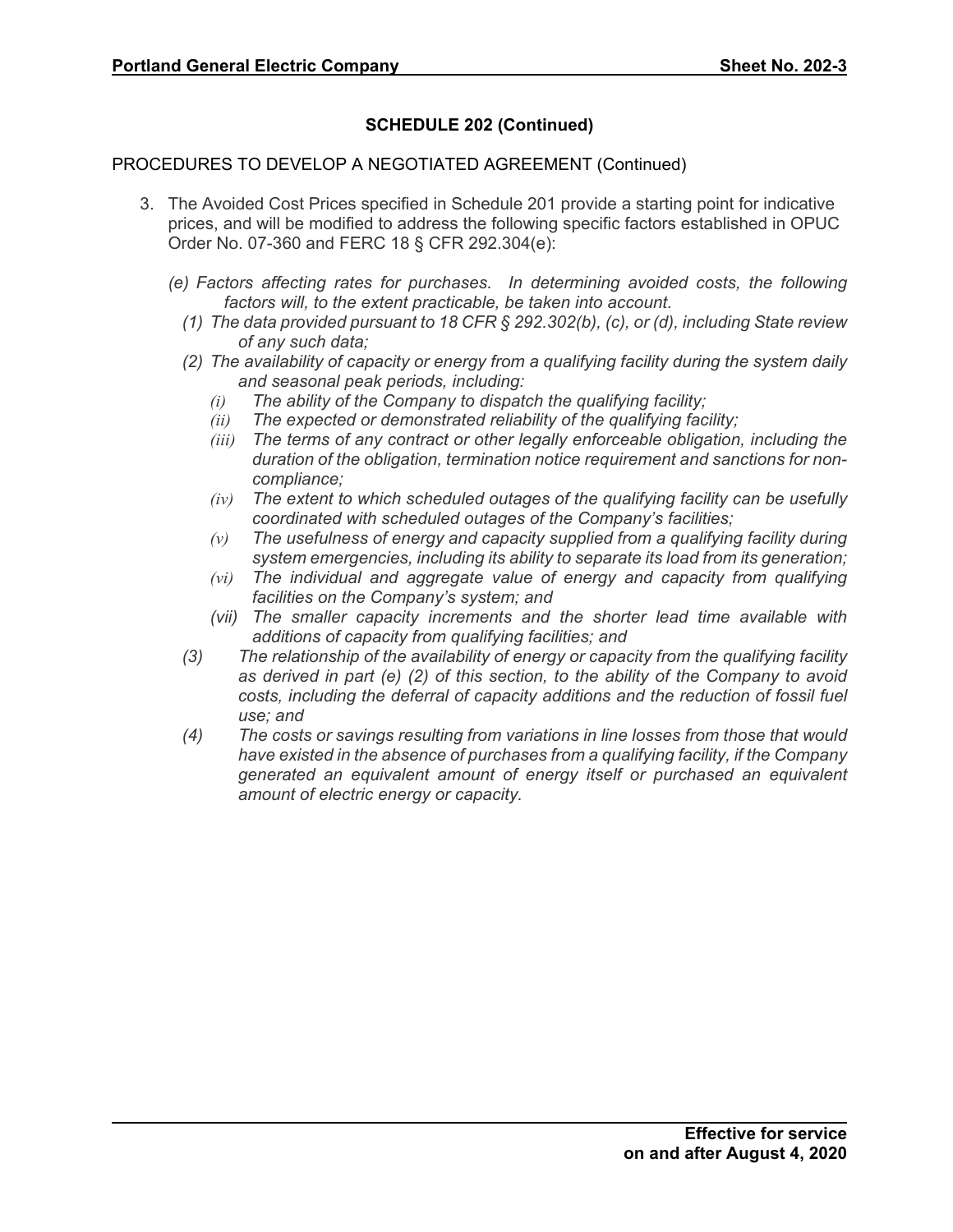## SCHEDULE 202 (Continued)

PROCEDURES TO DEVELOP A NEGOTIATED AGREEMENT (Continued)

3. The Avoided Cost Prices specified in Schedule 201 provide a starting point for indicative prices, and will be modified to address the following specific factors established in OPUC Order No. 07-360 and FERC 18 § CFR 292.304(e):

   *(e) Factors affecting rates for purchases. In determining avoided costs, the following factors will, to the extent practicable, be taken into account.*

   *(1) The data provided pursuant to 18 CFR § 292.302(b), (c), or (d), including State review of any such data;*

   *(2) The availability of capacity or energy from a qualifying facility during the system daily and seasonal peak periods, including:*

   *(i) The ability of the Company to dispatch the qualifying facility;*

   *(ii) The expected or demonstrated reliability of the qualifying facility;*

   *(iii) The terms of any contract or other legally enforceable obligation, including the duration of the obligation, termination notice requirement and sanctions for non-compliance;*

   *(iv) The extent to which scheduled outages of the qualifying facility can be usefully coordinated with scheduled outages of the Company's facilities;*

   *(v) The usefulness of energy and capacity supplied from a qualifying facility during system emergencies, including its ability to separate its load from its generation;*

   *(vi) The individual and aggregate value of energy and capacity from qualifying facilities on the Company's system; and*

   *(vii) The smaller capacity increments and the shorter lead time available with additions of capacity from qualifying facilities; and*

   *(3) The relationship of the availability of energy or capacity from the qualifying facility as derived in part (e) (2) of this section, to the ability of the Company to avoid costs, including the deferral of capacity additions and the reduction of fossil fuel use; and*

   *(4) The costs or savings resulting from variations in line losses from those that would have existed in the absence of purchases from a qualifying facility, if the Company generated an equivalent amount of energy itself or purchased an equivalent amount of electric energy or capacity.*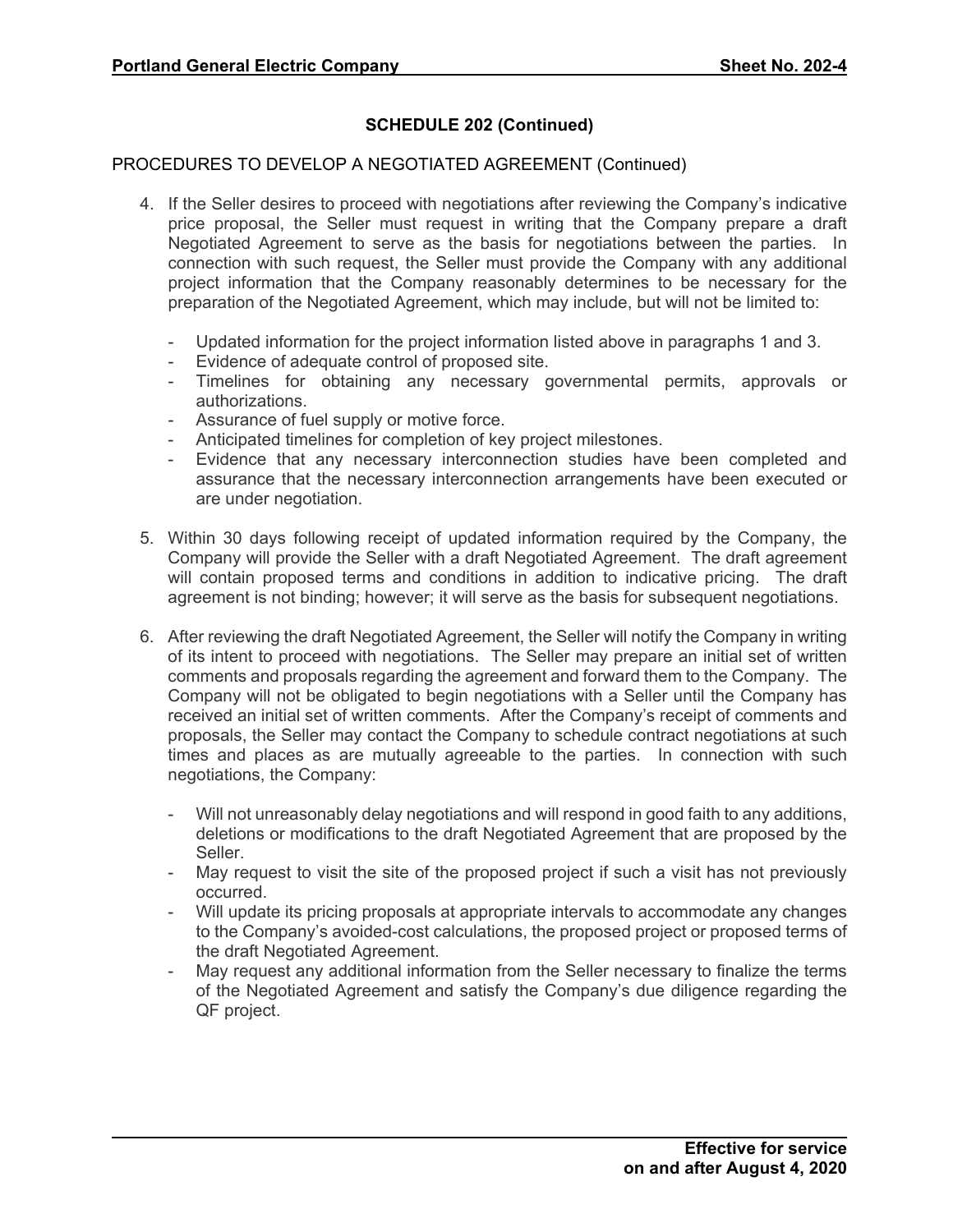## SCHEDULE 202 (Continued)

PROCEDURES TO DEVELOP A NEGOTIATED AGREEMENT (Continued)

4. If the Seller desires to proceed with negotiations after reviewing the Company's indicative price proposal, the Seller must request in writing that the Company prepare a draft Negotiated Agreement to serve as the basis for negotiations between the parties. In connection with such request, the Seller must provide the Company with any additional project information that the Company reasonably determines to be necessary for the preparation of the Negotiated Agreement, which may include, but will not be limited to:

   - Updated information for the project information listed above in paragraphs 1 and 3.
   - Evidence of adequate control of proposed site.
   - Timelines for obtaining any necessary governmental permits, approvals or authorizations.
   - Assurance of fuel supply or motive force.
   - Anticipated timelines for completion of key project milestones.
   - Evidence that any necessary interconnection studies have been completed and assurance that the necessary interconnection arrangements have been executed or are under negotiation.

5. Within 30 days following receipt of updated information required by the Company, the Company will provide the Seller with a draft Negotiated Agreement. The draft agreement will contain proposed terms and conditions in addition to indicative pricing. The draft agreement is not binding; however; it will serve as the basis for subsequent negotiations.

6. After reviewing the draft Negotiated Agreement, the Seller will notify the Company in writing of its intent to proceed with negotiations. The Seller may prepare an initial set of written comments and proposals regarding the agreement and forward them to the Company. The Company will not be obligated to begin negotiations with a Seller until the Company has received an initial set of written comments. After the Company's receipt of comments and proposals, the Seller may contact the Company to schedule contract negotiations at such times and places as are mutually agreeable to the parties. In connection with such negotiations, the Company:

   - Will not unreasonably delay negotiations and will respond in good faith to any additions, deletions or modifications to the draft Negotiated Agreement that are proposed by the Seller.
   - May request to visit the site of the proposed project if such a visit has not previously occurred.
   - Will update its pricing proposals at appropriate intervals to accommodate any changes to the Company's avoided-cost calculations, the proposed project or proposed terms of the draft Negotiated Agreement.
   - May request any additional information from the Seller necessary to finalize the terms of the Negotiated Agreement and satisfy the Company's due diligence regarding the QF project.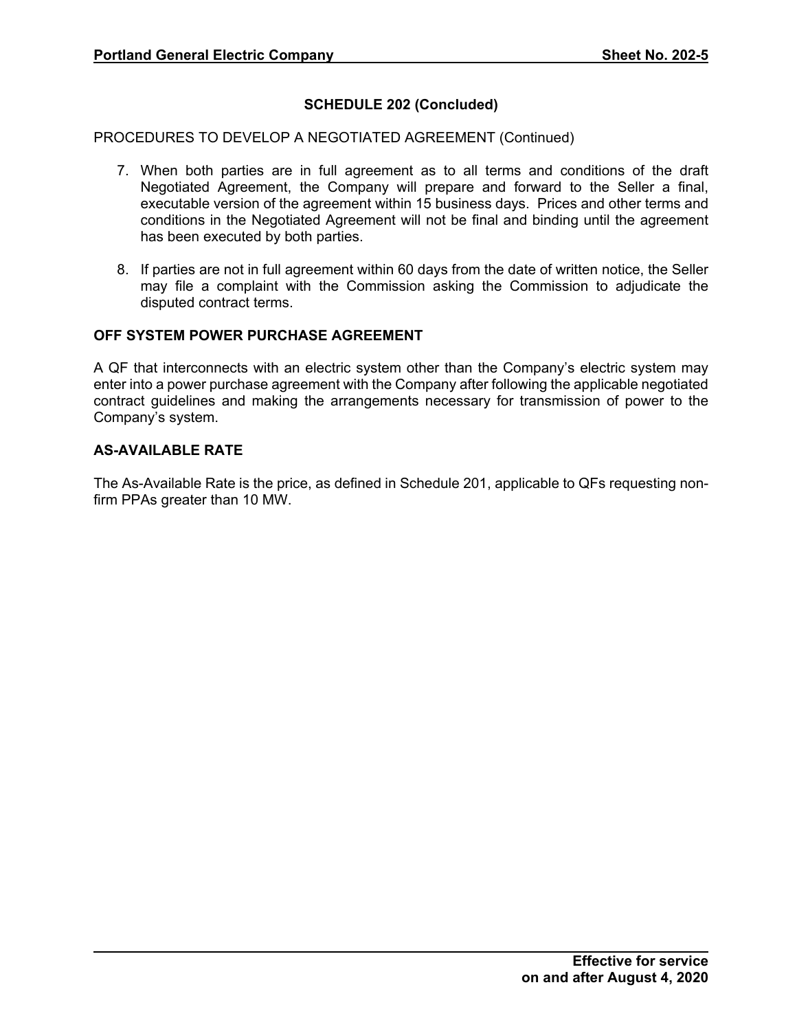## SCHEDULE 202 (Concluded)

PROCEDURES TO DEVELOP A NEGOTIATED AGREEMENT (Continued)

7. When both parties are in full agreement as to all terms and conditions of the draft Negotiated Agreement, the Company will prepare and forward to the Seller a final, executable version of the agreement within 15 business days. Prices and other terms and conditions in the Negotiated Agreement will not be final and binding until the agreement has been executed by both parties.

8. If parties are not in full agreement within 60 days from the date of written notice, the Seller may file a complaint with the Commission asking the Commission to adjudicate the disputed contract terms.

### OFF SYSTEM POWER PURCHASE AGREEMENT

A QF that interconnects with an electric system other than the Company's electric system may enter into a power purchase agreement with the Company after following the applicable negotiated contract guidelines and making the arrangements necessary for transmission of power to the Company's system.

### AS-AVAILABLE RATE

The As-Available Rate is the price, as defined in Schedule 201, applicable to QFs requesting non-firm PPAs greater than 10 MW.

**Effective for service on and after August 4, 2020**